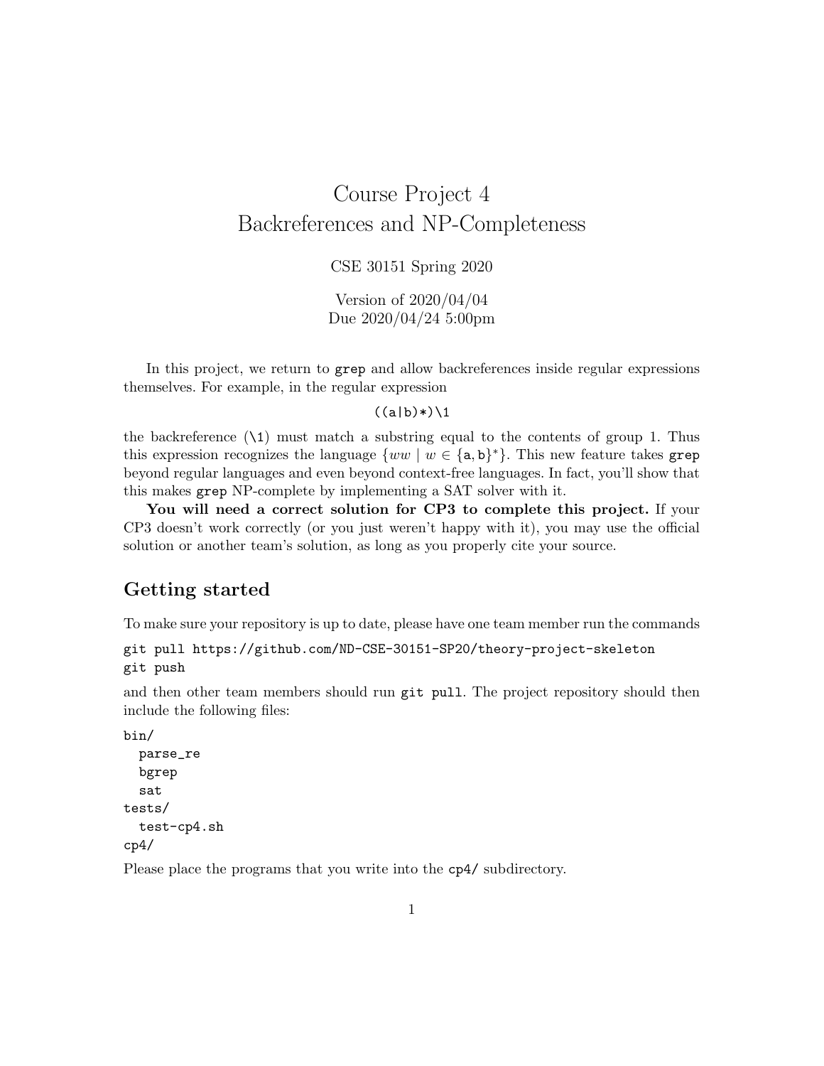# Course Project 4
# Backreferences and NP-Completeness

CSE 30151 Spring 2020

Version of 2020/04/04
Due 2020/04/24 5:00pm

In this project, we return to `grep` and allow backreferences inside regular expressions themselves. For example, in the regular expression

```
((a|b)*)\1
```

the backreference (`\1`) must match a substring equal to the contents of group 1. Thus this expression recognizes the language $\{ww \mid w \in \{\mathtt{a}, \mathtt{b}\}^*\}$. This new feature takes `grep` beyond regular languages and even beyond context-free languages. In fact, you'll show that this makes `grep` NP-complete by implementing a SAT solver with it.

**You will need a correct solution for CP3 to complete this project.** If your CP3 doesn't work correctly (or you just weren't happy with it), you may use the official solution or another team's solution, as long as you properly cite your source.

## Getting started

To make sure your repository is up to date, please have one team member run the commands

```
git pull https://github.com/ND-CSE-30151-SP20/theory-project-skeleton
git push
```

and then other team members should run `git pull`. The project repository should then include the following files:

```
bin/
  parse_re
  bgrep
  sat
tests/
  test-cp4.sh
cp4/
```

Please place the programs that you write into the `cp4/` subdirectory.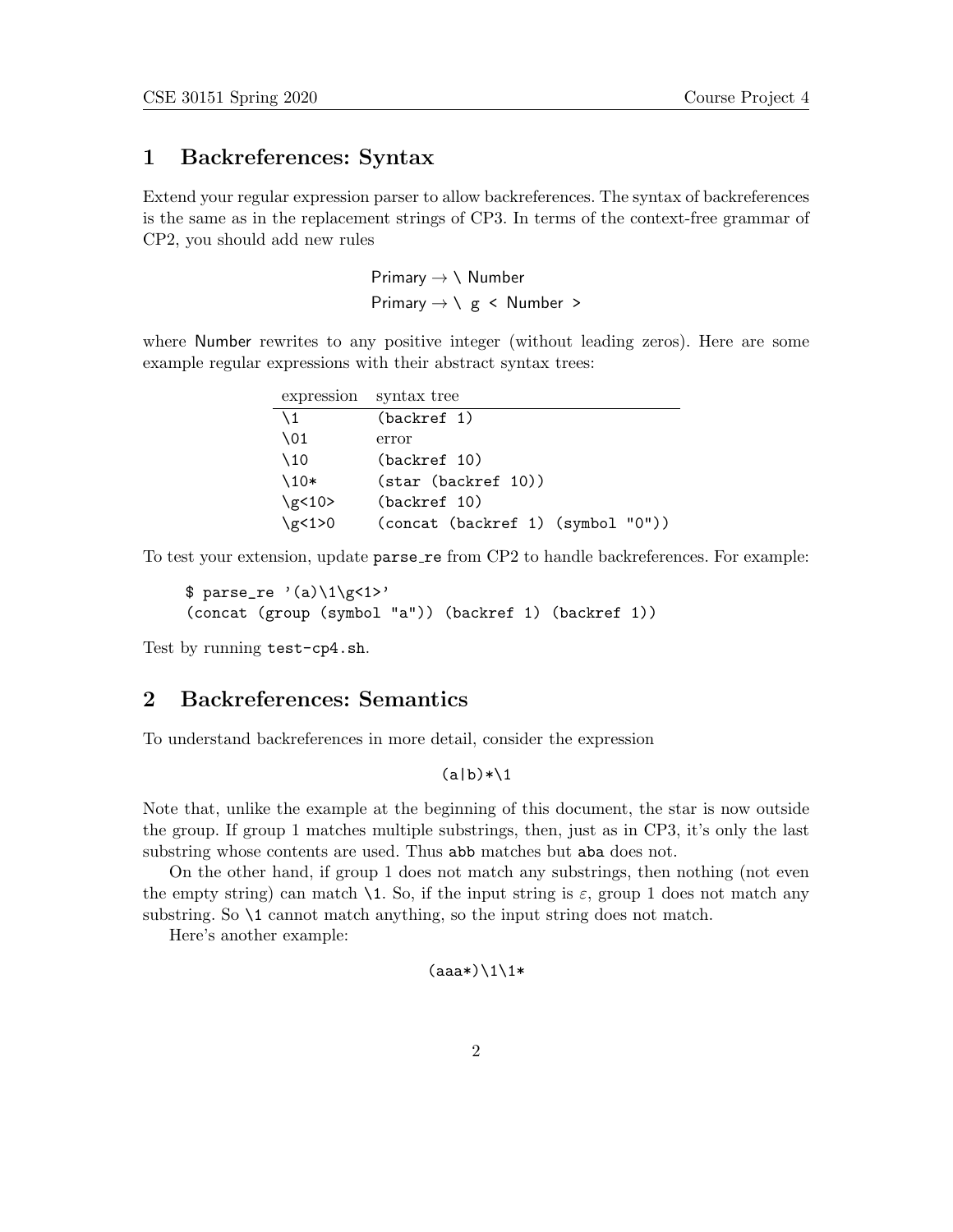## 1 Backreferences: Syntax

Extend your regular expression parser to allow backreferences. The syntax of backreferences is the same as in the replacement strings of CP3. In terms of the context-free grammar of CP2, you should add new rules

$$\mathsf{Primary} \rightarrow \backslash\ \mathsf{Number}$$
$$\mathsf{Primary} \rightarrow \backslash\ \texttt{g} \texttt{<} \mathsf{Number} \texttt{>}$$

where Number rewrites to any positive integer (without leading zeros). Here are some example regular expressions with their abstract syntax trees:

| expression | syntax tree |
|---|---|
| `\1` | `(backref 1)` |
| `\01` | error |
| `\10` | `(backref 10)` |
| `\10*` | `(star (backref 10))` |
| `\g<10>` | `(backref 10)` |
| `\g<1>0` | `(concat (backref 1) (symbol "0"))` |

To test your extension, update `parse_re` from CP2 to handle backreferences. For example:

```
$ parse_re '(a)\1\g<1>'
(concat (group (symbol "a")) (backref 1) (backref 1))
```

Test by running `test-cp4.sh`.

## 2 Backreferences: Semantics

To understand backreferences in more detail, consider the expression

`(a|b)*\1`

Note that, unlike the example at the beginning of this document, the star is now outside the group. If group 1 matches multiple substrings, then, just as in CP3, it's only the last substring whose contents are used. Thus `abb` matches but `aba` does not.

On the other hand, if group 1 does not match any substrings, then nothing (not even the empty string) can match `\1`. So, if the input string is $\varepsilon$, group 1 does not match any substring. So `\1` cannot match anything, so the input string does not match.

Here's another example:

`(aaa*)\1\1*`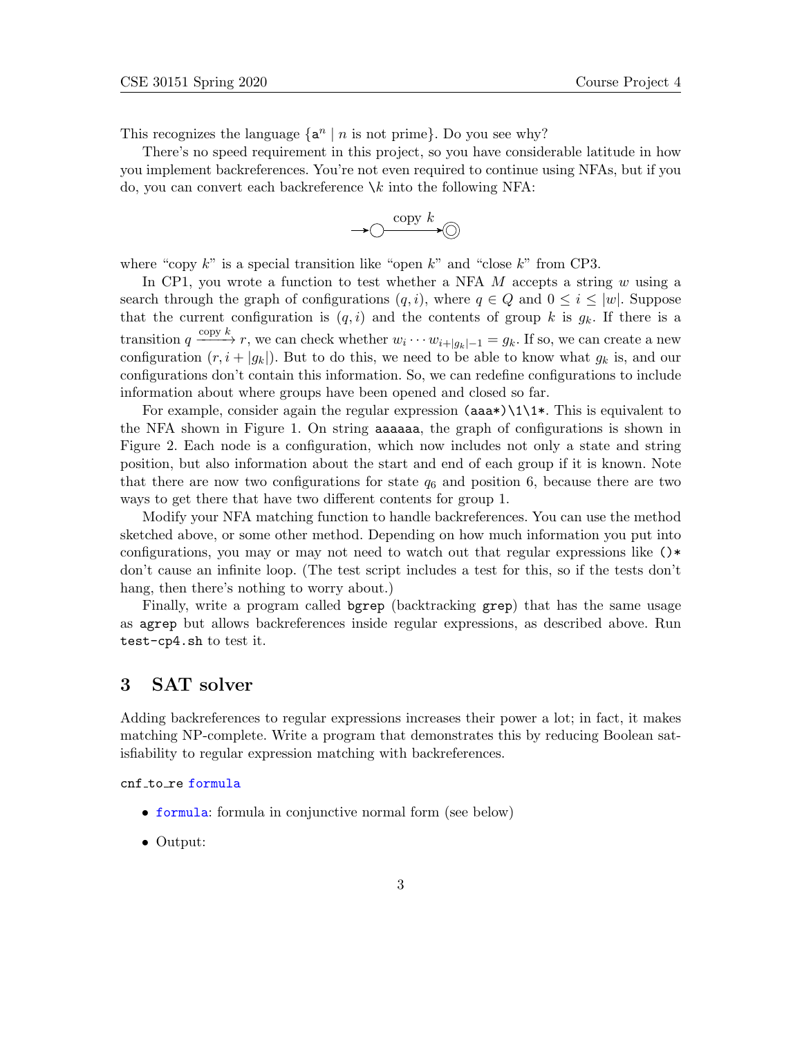This recognizes the language $\{\texttt{a}^n \mid n \text{ is not prime}\}$. Do you see why?

There's no speed requirement in this project, so you have considerable latitude in how you implement backreferences. You're not even required to continue using NFAs, but if you do, you can convert each backreference `\k` into the following NFA:

$$\rightarrow \bigcirc \xrightarrow{\text{copy } k} \circledcirc$$

where "copy $k$" is a special transition like "open $k$" and "close $k$" from CP3.

In CP1, you wrote a function to test whether a NFA $M$ accepts a string $w$ using a search through the graph of configurations $(q, i)$, where $q \in Q$ and $0 \leq i \leq |w|$. Suppose that the current configuration is $(q, i)$ and the contents of group $k$ is $g_k$. If there is a transition $q \xrightarrow{\text{copy } k} r$, we can check whether $w_i \cdots w_{i+|g_k|-1} = g_k$. If so, we can create a new configuration $(r, i + |g_k|)$. But to do this, we need to be able to know what $g_k$ is, and our configurations don't contain this information. So, we can redefine configurations to include information about where groups have been opened and closed so far.

For example, consider again the regular expression `(aaa*)\1\1*`. This is equivalent to the NFA shown in Figure 1. On string `aaaaaa`, the graph of configurations is shown in Figure 2. Each node is a configuration, which now includes not only a state and string position, but also information about the start and end of each group if it is known. Note that there are now two configurations for state $q_6$ and position 6, because there are two ways to get there that have two different contents for group 1.

Modify your NFA matching function to handle backreferences. You can use the method sketched above, or some other method. Depending on how much information you put into configurations, you may or may not need to watch out that regular expressions like `()*` don't cause an infinite loop. (The test script includes a test for this, so if the tests don't hang, then there's nothing to worry about.)

Finally, write a program called `bgrep` (backtracking `grep`) that has the same usage as `agrep` but allows backreferences inside regular expressions, as described above. Run `test-cp4.sh` to test it.

## 3 SAT solver

Adding backreferences to regular expressions increases their power a lot; in fact, it makes matching NP-complete. Write a program that demonstrates this by reducing Boolean satisfiability to regular expression matching with backreferences.

```
cnf_to_re formula
```

- `formula`: formula in conjunctive normal form (see below)
- Output: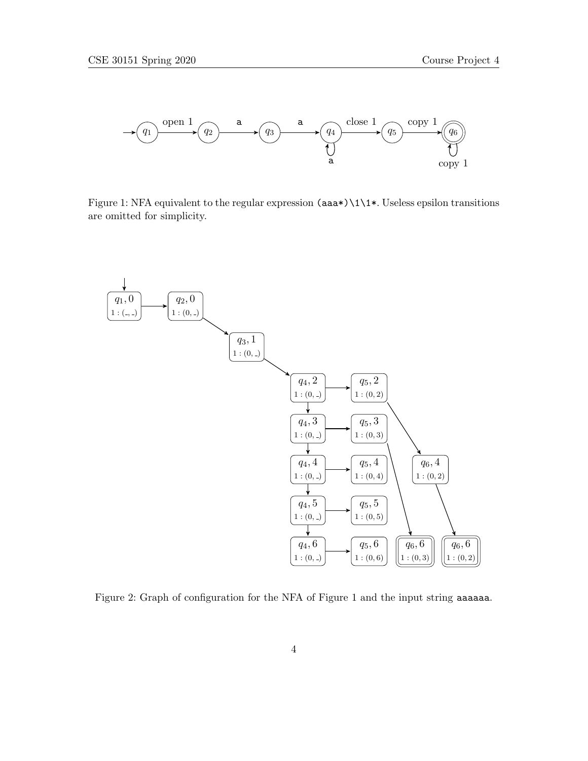Figure 1: NFA equivalent to the regular expression `(aaa*)\1\1*`. Useless epsilon transitions are omitted for simplicity.

Figure 2: Graph of configuration for the NFA of Figure 1 and the input string `aaaaaa`.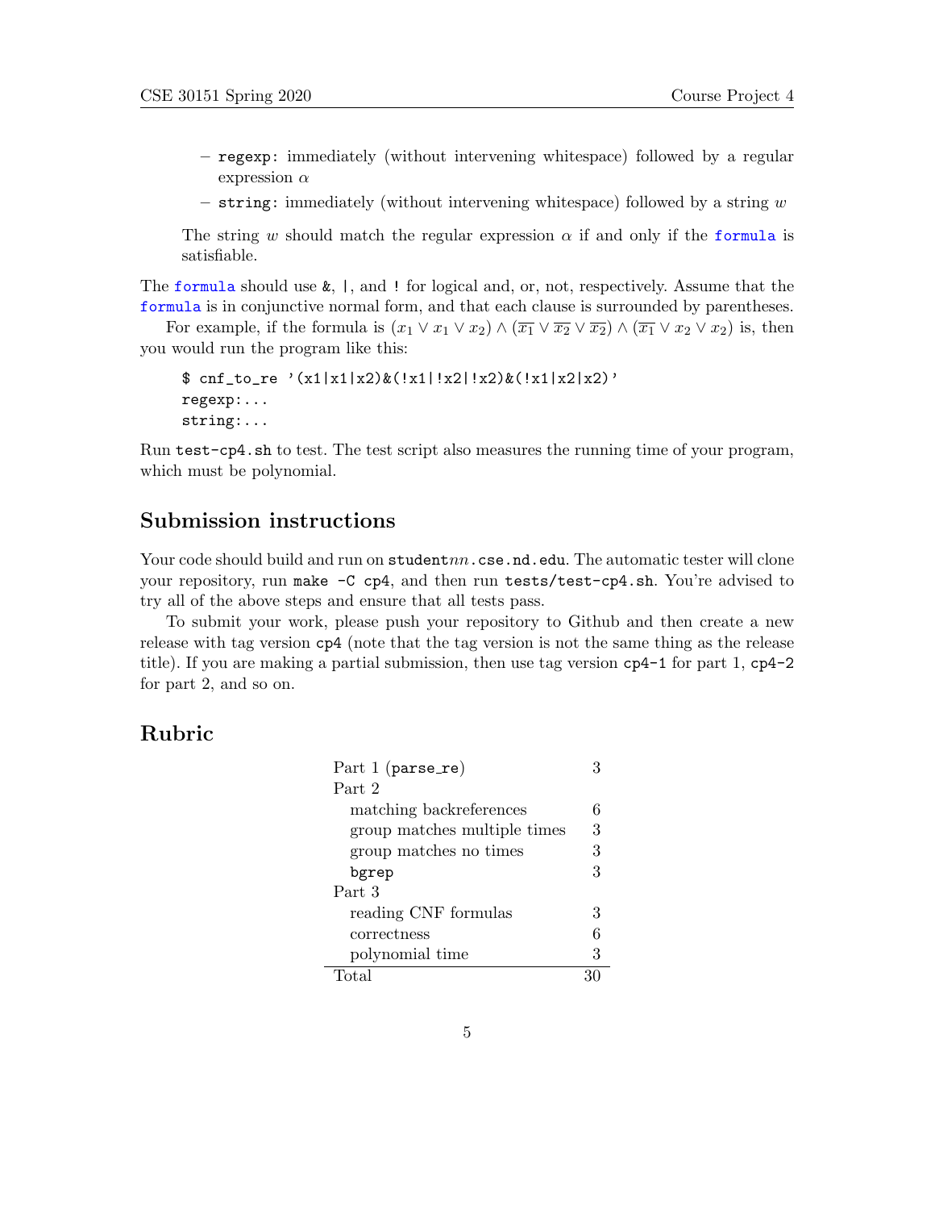- `regexp:` immediately (without intervening whitespace) followed by a regular expression $\alpha$
  - `string:` immediately (without intervening whitespace) followed by a string $w$

  The string $w$ should match the regular expression $\alpha$ if and only if the formula is satisfiable.

The formula should use `&`, `|`, and `!` for logical and, or, not, respectively. Assume that the formula is in conjunctive normal form, and that each clause is surrounded by parentheses.

For example, if the formula is $(x_1 \vee x_1 \vee x_2) \wedge (\overline{x_1} \vee \overline{x_2} \vee \overline{x_2}) \wedge (\overline{x_1} \vee x_2 \vee x_2)$ is, then you would run the program like this:

```
$ cnf_to_re '(x1|x1|x2)&(!x1|!x2|!x2)&(!x1|x2|x2)'
regexp:...
string:...
```

Run `test-cp4.sh` to test. The test script also measures the running time of your program, which must be polynomial.

## Submission instructions

Your code should build and run on `student`*nn*`.cse.nd.edu`. The automatic tester will clone your repository, run `make -C cp4`, and then run `tests/test-cp4.sh`. You're advised to try all of the above steps and ensure that all tests pass.

To submit your work, please push your repository to Github and then create a new release with tag version `cp4` (note that the tag version is not the same thing as the release title). If you are making a partial submission, then use tag version `cp4-1` for part 1, `cp4-2` for part 2, and so on.

## Rubric

| | |
|---|---|
| Part 1 (`parse_re`) | 3 |
| Part 2 | |
| matching backreferences | 6 |
| group matches multiple times | 3 |
| group matches no times | 3 |
| `bgrep` | 3 |
| Part 3 | |
| reading CNF formulas | 3 |
| correctness | 6 |
| polynomial time | 3 |
| Total | 30 |